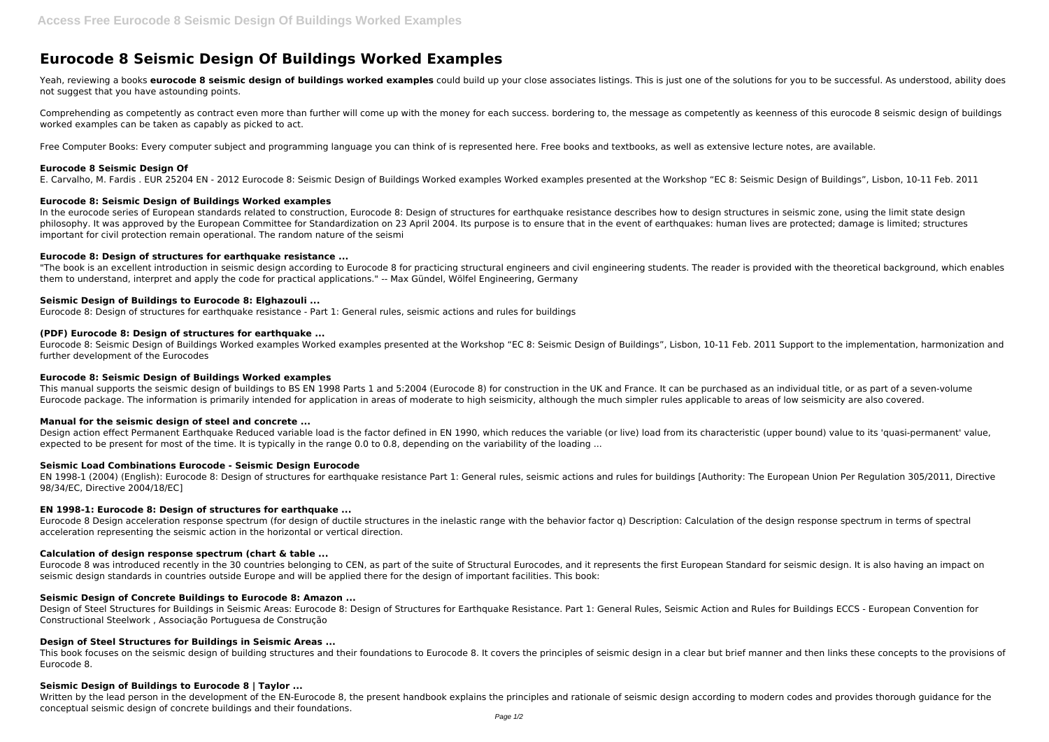# Eurocode 8 Seismic Design Of Buildings Worked Examples

Yeah, reviewing a books **eurocode 8 seismic design of buildings worked examples** could build up your close associates listings. This is just one of the solutions for you to be successful. As understood, ability does not suggest that you have astounding points.

Comprehending as competently as contract even more than further will come up with the money for each success. bordering to, the message as competently as keenness of this eurocode 8 seismic design of buildings worked examples can be taken as capably as picked to act.

Free Computer Books: Every computer subject and programming language you can think of is represented here. Free books and textbooks, as well as extensive lecture notes, are available.

### Eurocode 8 Seismic Design Of

E. Carvalho, M. Fardis . EUR 25204 EN - 2012 Eurocode 8: Seismic Design of Buildings Worked examples Worked examples presented at the Workshop “EC 8: Seismic Design of Buildings”, Lisbon, 10-11 Feb. 2011

### Eurocode 8: Seismic Design of Buildings Worked examples

In the eurocode series of European standards related to construction, Eurocode 8: Design of structures for earthquake resistance describes how to design structures in seismic zone, using the limit state design philosophy. It was approved by the European Committee for Standardization on 23 April 2004. Its purpose is to ensure that in the event of earthquakes: human lives are protected; damage is limited; structures important for civil protection remain operational. The random nature of the seismi

### Eurocode 8: Design of structures for earthquake resistance ...

"The book is an excellent introduction in seismic design according to Eurocode 8 for practicing structural engineers and civil engineering students. The reader is provided with the theoretical background, which enables them to understand, interpret and apply the code for practical applications." -- Max Gündel, Wölfel Engineering, Germany

### Seismic Design of Buildings to Eurocode 8: Elghazouli ...

Eurocode 8: Design of structures for earthquake resistance - Part 1: General rules, seismic actions and rules for buildings

### (PDF) Eurocode 8: Design of structures for earthquake ...

Eurocode 8: Seismic Design of Buildings Worked examples Worked examples presented at the Workshop “EC 8: Seismic Design of Buildings”, Lisbon, 10-11 Feb. 2011 Support to the implementation, harmonization and further development of the Eurocodes

### Eurocode 8: Seismic Design of Buildings Worked examples

This manual supports the seismic design of buildings to BS EN 1998 Parts 1 and 5:2004 (Eurocode 8) for construction in the UK and France. It can be purchased as an individual title, or as part of a seven-volume Eurocode package. The information is primarily intended for application in areas of moderate to high seismicity, although the much simpler rules applicable to areas of low seismicity are also covered.

### Manual for the seismic design of steel and concrete ...

Design action effect Permanent Earthquake Reduced variable load is the factor defined in EN 1990, which reduces the variable (or live) load from its characteristic (upper bound) value to its 'quasi-permanent' value, expected to be present for most of the time. It is typically in the range 0.0 to 0.8, depending on the variability of the loading ...

### Seismic Load Combinations Eurocode - Seismic Design Eurocode

EN 1998-1 (2004) (English): Eurocode 8: Design of structures for earthquake resistance Part 1: General rules, seismic actions and rules for buildings [Authority: The European Union Per Regulation 305/2011, Directive 98/34/EC, Directive 2004/18/EC]

### EN 1998-1: Eurocode 8: Design of structures for earthquake ...

Eurocode 8 Design acceleration response spectrum (for design of ductile structures in the inelastic range with the behavior factor q) Description: Calculation of the design response spectrum in terms of spectral acceleration representing the seismic action in the horizontal or vertical direction.

### Calculation of design response spectrum (chart & table ...

Eurocode 8 was introduced recently in the 30 countries belonging to CEN, as part of the suite of Structural Eurocodes, and it represents the first European Standard for seismic design. It is also having an impact on seismic design standards in countries outside Europe and will be applied there for the design of important facilities. This book:

### Seismic Design of Concrete Buildings to Eurocode 8: Amazon ...

Design of Steel Structures for Buildings in Seismic Areas: Eurocode 8: Design of Structures for Earthquake Resistance. Part 1: General Rules, Seismic Action and Rules for Buildings ECCS - European Convention for Constructional Steelwork , Associação Portuguesa de Construção

### Design of Steel Structures for Buildings in Seismic Areas ...

This book focuses on the seismic design of building structures and their foundations to Eurocode 8. It covers the principles of seismic design in a clear but brief manner and then links these concepts to the provisions of Eurocode 8.

### Seismic Design of Buildings to Eurocode 8 | Taylor ...

Written by the lead person in the development of the EN-Eurocode 8, the present handbook explains the principles and rationale of seismic design according to modern codes and provides thorough guidance for the conceptual seismic design of concrete buildings and their foundations.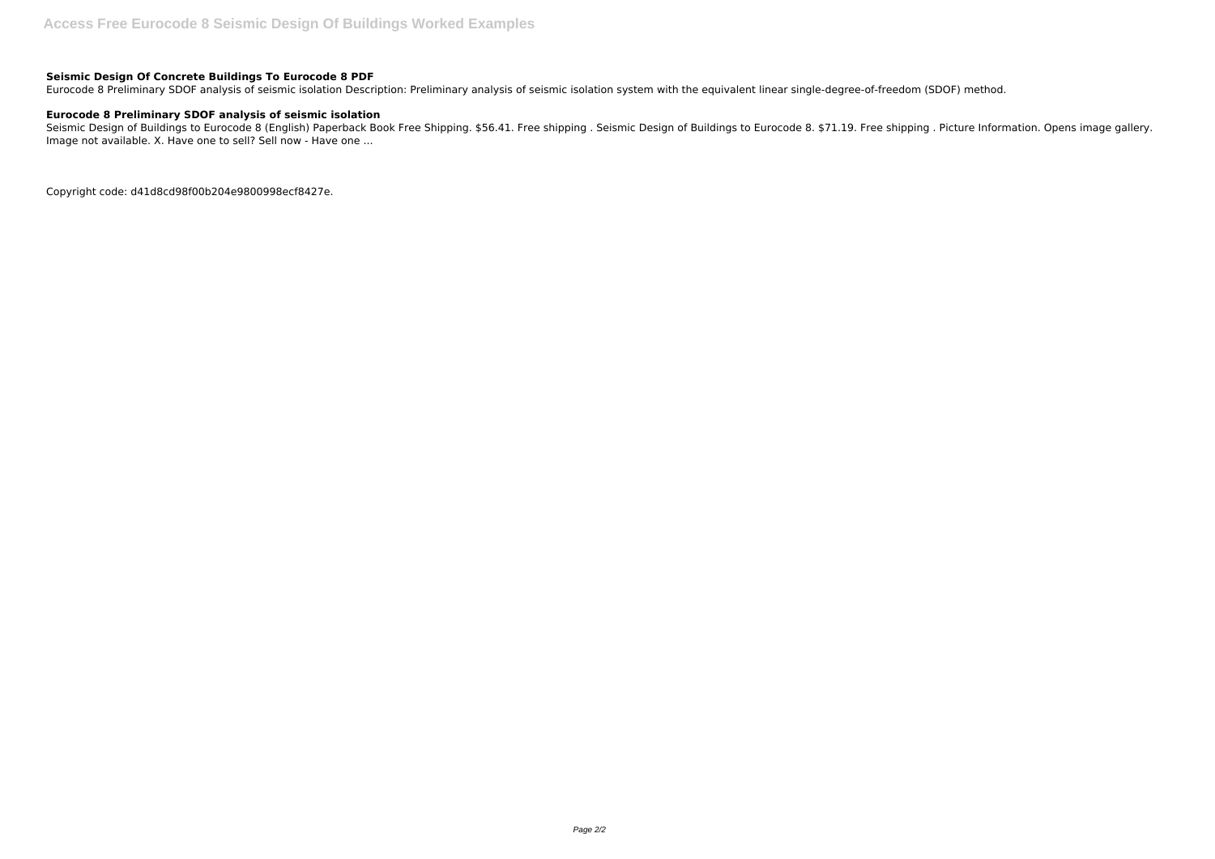### Seismic Design Of Concrete Buildings To Eurocode 8 PDF

Eurocode 8 Preliminary SDOF analysis of seismic isolation Description: Preliminary analysis of seismic isolation system with the equivalent linear single-degree-of-freedom (SDOF) method.

### Eurocode 8 Preliminary SDOF analysis of seismic isolation

Seismic Design of Buildings to Eurocode 8 (English) Paperback Book Free Shipping. $56.41. Free shipping . Seismic Design of Buildings to Eurocode 8. $71.19. Free shipping . Picture Information. Opens image gallery. Image not available. X. Have one to sell? Sell now - Have one ...

Copyright code: d41d8cd98f00b204e9800998ecf8427e.